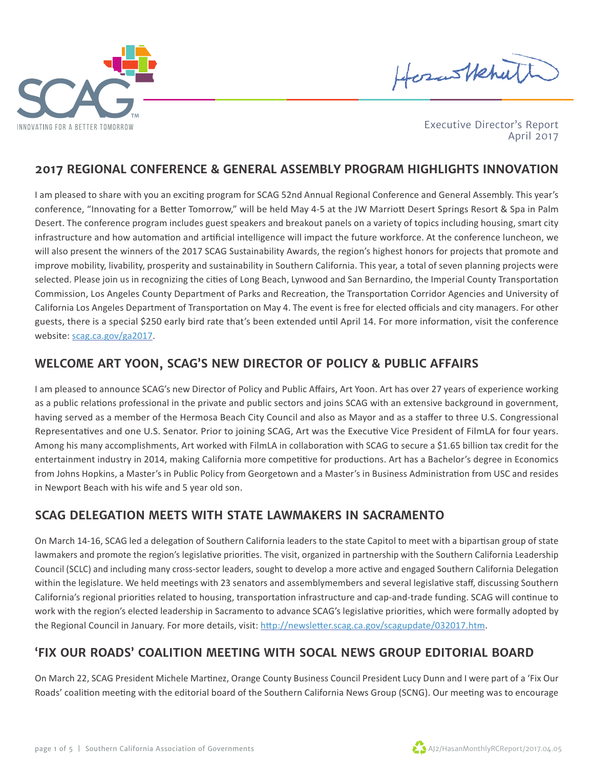INNOVATING FOR A BETTER TOMORROW

Executive Director's Report
April 2017

## 2017 REGIONAL CONFERENCE & GENERAL ASSEMBLY PROGRAM HIGHLIGHTS INNOVATION

I am pleased to share with you an exciting program for SCAG 52nd Annual Regional Conference and General Assembly. This year's conference, "Innovating for a Better Tomorrow," will be held May 4-5 at the JW Marriott Desert Springs Resort & Spa in Palm Desert. The conference program includes guest speakers and breakout panels on a variety of topics including housing, smart city infrastructure and how automation and artificial intelligence will impact the future workforce. At the conference luncheon, we will also present the winners of the 2017 SCAG Sustainability Awards, the region's highest honors for projects that promote and improve mobility, livability, prosperity and sustainability in Southern California. This year, a total of seven planning projects were selected. Please join us in recognizing the cities of Long Beach, Lynwood and San Bernardino, the Imperial County Transportation Commission, Los Angeles County Department of Parks and Recreation, the Transportation Corridor Agencies and University of California Los Angeles Department of Transportation on May 4. The event is free for elected officials and city managers. For other guests, there is a special $250 early bird rate that's been extended until April 14. For more information, visit the conference website: scag.ca.gov/ga2017.

## WELCOME ART YOON, SCAG'S NEW DIRECTOR OF POLICY & PUBLIC AFFAIRS

I am pleased to announce SCAG's new Director of Policy and Public Affairs, Art Yoon. Art has over 27 years of experience working as a public relations professional in the private and public sectors and joins SCAG with an extensive background in government, having served as a member of the Hermosa Beach City Council and also as Mayor and as a staffer to three U.S. Congressional Representatives and one U.S. Senator. Prior to joining SCAG, Art was the Executive Vice President of FilmLA for four years. Among his many accomplishments, Art worked with FilmLA in collaboration with SCAG to secure a $1.65 billion tax credit for the entertainment industry in 2014, making California more competitive for productions. Art has a Bachelor's degree in Economics from Johns Hopkins, a Master's in Public Policy from Georgetown and a Master's in Business Administration from USC and resides in Newport Beach with his wife and 5 year old son.

## SCAG DELEGATION MEETS WITH STATE LAWMAKERS IN SACRAMENTO

On March 14-16, SCAG led a delegation of Southern California leaders to the state Capitol to meet with a bipartisan group of state lawmakers and promote the region's legislative priorities. The visit, organized in partnership with the Southern California Leadership Council (SCLC) and including many cross-sector leaders, sought to develop a more active and engaged Southern California Delegation within the legislature. We held meetings with 23 senators and assemblymembers and several legislative staff, discussing Southern California's regional priorities related to housing, transportation infrastructure and cap-and-trade funding. SCAG will continue to work with the region's elected leadership in Sacramento to advance SCAG's legislative priorities, which were formally adopted by the Regional Council in January. For more details, visit: http://newsletter.scag.ca.gov/scagupdate/032017.htm.

## 'FIX OUR ROADS' COALITION MEETING WITH SOCAL NEWS GROUP EDITORIAL BOARD

On March 22, SCAG President Michele Martinez, Orange County Business Council President Lucy Dunn and I were part of a 'Fix Our Roads' coalition meeting with the editorial board of the Southern California News Group (SCNG). Our meeting was to encourage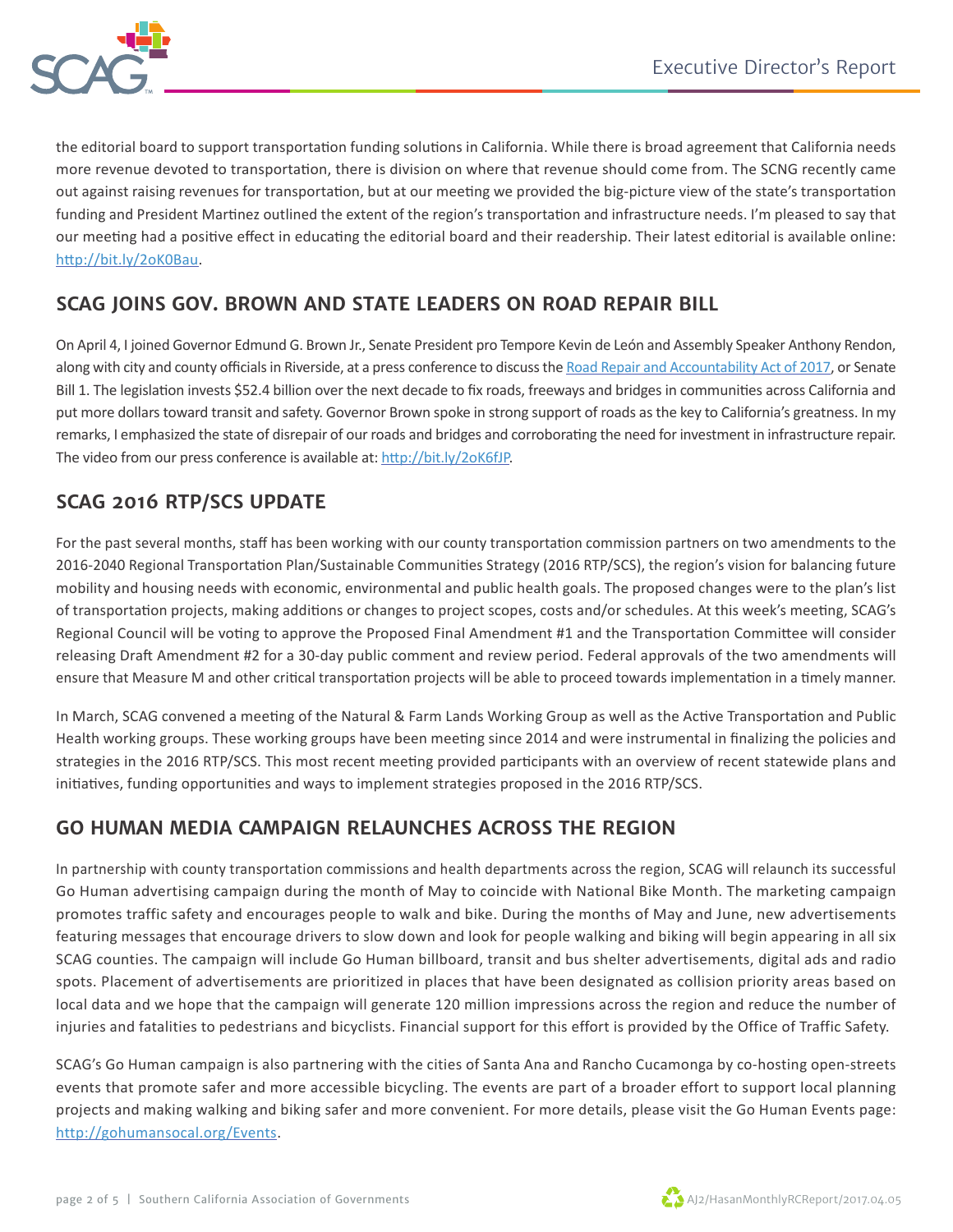the editorial board to support transportation funding solutions in California. While there is broad agreement that California needs more revenue devoted to transportation, there is division on where that revenue should come from. The SCNG recently came out against raising revenues for transportation, but at our meeting we provided the big-picture view of the state's transportation funding and President Martinez outlined the extent of the region's transportation and infrastructure needs. I'm pleased to say that our meeting had a positive effect in educating the editorial board and their readership. Their latest editorial is available online: [http://bit.ly/2oK0Bau](http://bit.ly/2oK0Bau).

## SCAG JOINS GOV. BROWN AND STATE LEADERS ON ROAD REPAIR BILL

On April 4, I joined Governor Edmund G. Brown Jr., Senate President pro Tempore Kevin de León and Assembly Speaker Anthony Rendon, along with city and county officials in Riverside, at a press conference to discuss the Road Repair and Accountability Act of 2017, or Senate Bill 1. The legislation invests $52.4 billion over the next decade to fix roads, freeways and bridges in communities across California and put more dollars toward transit and safety. Governor Brown spoke in strong support of roads as the key to California's greatness. In my remarks, I emphasized the state of disrepair of our roads and bridges and corroborating the need for investment in infrastructure repair. The video from our press conference is available at: [http://bit.ly/2oK6fJP](http://bit.ly/2oK6fJP).

## SCAG 2016 RTP/SCS UPDATE

For the past several months, staff has been working with our county transportation commission partners on two amendments to the 2016-2040 Regional Transportation Plan/Sustainable Communities Strategy (2016 RTP/SCS), the region's vision for balancing future mobility and housing needs with economic, environmental and public health goals. The proposed changes were to the plan's list of transportation projects, making additions or changes to project scopes, costs and/or schedules. At this week's meeting, SCAG's Regional Council will be voting to approve the Proposed Final Amendment #1 and the Transportation Committee will consider releasing Draft Amendment #2 for a 30-day public comment and review period. Federal approvals of the two amendments will ensure that Measure M and other critical transportation projects will be able to proceed towards implementation in a timely manner.

In March, SCAG convened a meeting of the Natural & Farm Lands Working Group as well as the Active Transportation and Public Health working groups. These working groups have been meeting since 2014 and were instrumental in finalizing the policies and strategies in the 2016 RTP/SCS. This most recent meeting provided participants with an overview of recent statewide plans and initiatives, funding opportunities and ways to implement strategies proposed in the 2016 RTP/SCS.

## GO HUMAN MEDIA CAMPAIGN RELAUNCHES ACROSS THE REGION

In partnership with county transportation commissions and health departments across the region, SCAG will relaunch its successful Go Human advertising campaign during the month of May to coincide with National Bike Month. The marketing campaign promotes traffic safety and encourages people to walk and bike. During the months of May and June, new advertisements featuring messages that encourage drivers to slow down and look for people walking and biking will begin appearing in all six SCAG counties. The campaign will include Go Human billboard, transit and bus shelter advertisements, digital ads and radio spots. Placement of advertisements are prioritized in places that have been designated as collision priority areas based on local data and we hope that the campaign will generate 120 million impressions across the region and reduce the number of injuries and fatalities to pedestrians and bicyclists. Financial support for this effort is provided by the Office of Traffic Safety.

SCAG's Go Human campaign is also partnering with the cities of Santa Ana and Rancho Cucamonga by co-hosting open-streets events that promote safer and more accessible bicycling. The events are part of a broader effort to support local planning projects and making walking and biking safer and more convenient. For more details, please visit the Go Human Events page: [http://gohumansocal.org/Events](http://gohumansocal.org/Events).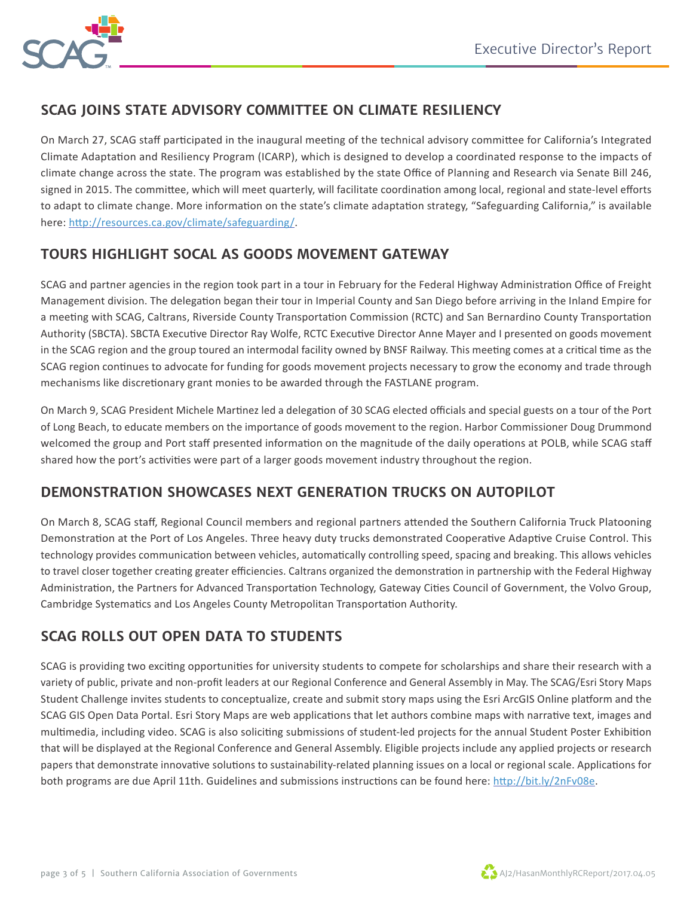## SCAG JOINS STATE ADVISORY COMMITTEE ON CLIMATE RESILIENCY

On March 27, SCAG staff participated in the inaugural meeting of the technical advisory committee for California's Integrated Climate Adaptation and Resiliency Program (ICARP), which is designed to develop a coordinated response to the impacts of climate change across the state. The program was established by the state Office of Planning and Research via Senate Bill 246, signed in 2015. The committee, which will meet quarterly, will facilitate coordination among local, regional and state-level efforts to adapt to climate change. More information on the state's climate adaptation strategy, "Safeguarding California," is available here: http://resources.ca.gov/climate/safeguarding/.

## TOURS HIGHLIGHT SOCAL AS GOODS MOVEMENT GATEWAY

SCAG and partner agencies in the region took part in a tour in February for the Federal Highway Administration Office of Freight Management division. The delegation began their tour in Imperial County and San Diego before arriving in the Inland Empire for a meeting with SCAG, Caltrans, Riverside County Transportation Commission (RCTC) and San Bernardino County Transportation Authority (SBCTA). SBCTA Executive Director Ray Wolfe, RCTC Executive Director Anne Mayer and I presented on goods movement in the SCAG region and the group toured an intermodal facility owned by BNSF Railway. This meeting comes at a critical time as the SCAG region continues to advocate for funding for goods movement projects necessary to grow the economy and trade through mechanisms like discretionary grant monies to be awarded through the FASTLANE program.

On March 9, SCAG President Michele Martinez led a delegation of 30 SCAG elected officials and special guests on a tour of the Port of Long Beach, to educate members on the importance of goods movement to the region. Harbor Commissioner Doug Drummond welcomed the group and Port staff presented information on the magnitude of the daily operations at POLB, while SCAG staff shared how the port's activities were part of a larger goods movement industry throughout the region.

## DEMONSTRATION SHOWCASES NEXT GENERATION TRUCKS ON AUTOPILOT

On March 8, SCAG staff, Regional Council members and regional partners attended the Southern California Truck Platooning Demonstration at the Port of Los Angeles. Three heavy duty trucks demonstrated Cooperative Adaptive Cruise Control. This technology provides communication between vehicles, automatically controlling speed, spacing and breaking. This allows vehicles to travel closer together creating greater efficiencies. Caltrans organized the demonstration in partnership with the Federal Highway Administration, the Partners for Advanced Transportation Technology, Gateway Cities Council of Government, the Volvo Group, Cambridge Systematics and Los Angeles County Metropolitan Transportation Authority.

## SCAG ROLLS OUT OPEN DATA TO STUDENTS

SCAG is providing two exciting opportunities for university students to compete for scholarships and share their research with a variety of public, private and non-profit leaders at our Regional Conference and General Assembly in May. The SCAG/Esri Story Maps Student Challenge invites students to conceptualize, create and submit story maps using the Esri ArcGIS Online platform and the SCAG GIS Open Data Portal. Esri Story Maps are web applications that let authors combine maps with narrative text, images and multimedia, including video. SCAG is also soliciting submissions of student-led projects for the annual Student Poster Exhibition that will be displayed at the Regional Conference and General Assembly. Eligible projects include any applied projects or research papers that demonstrate innovative solutions to sustainability-related planning issues on a local or regional scale. Applications for both programs are due April 11th. Guidelines and submissions instructions can be found here: http://bit.ly/2nFv08e.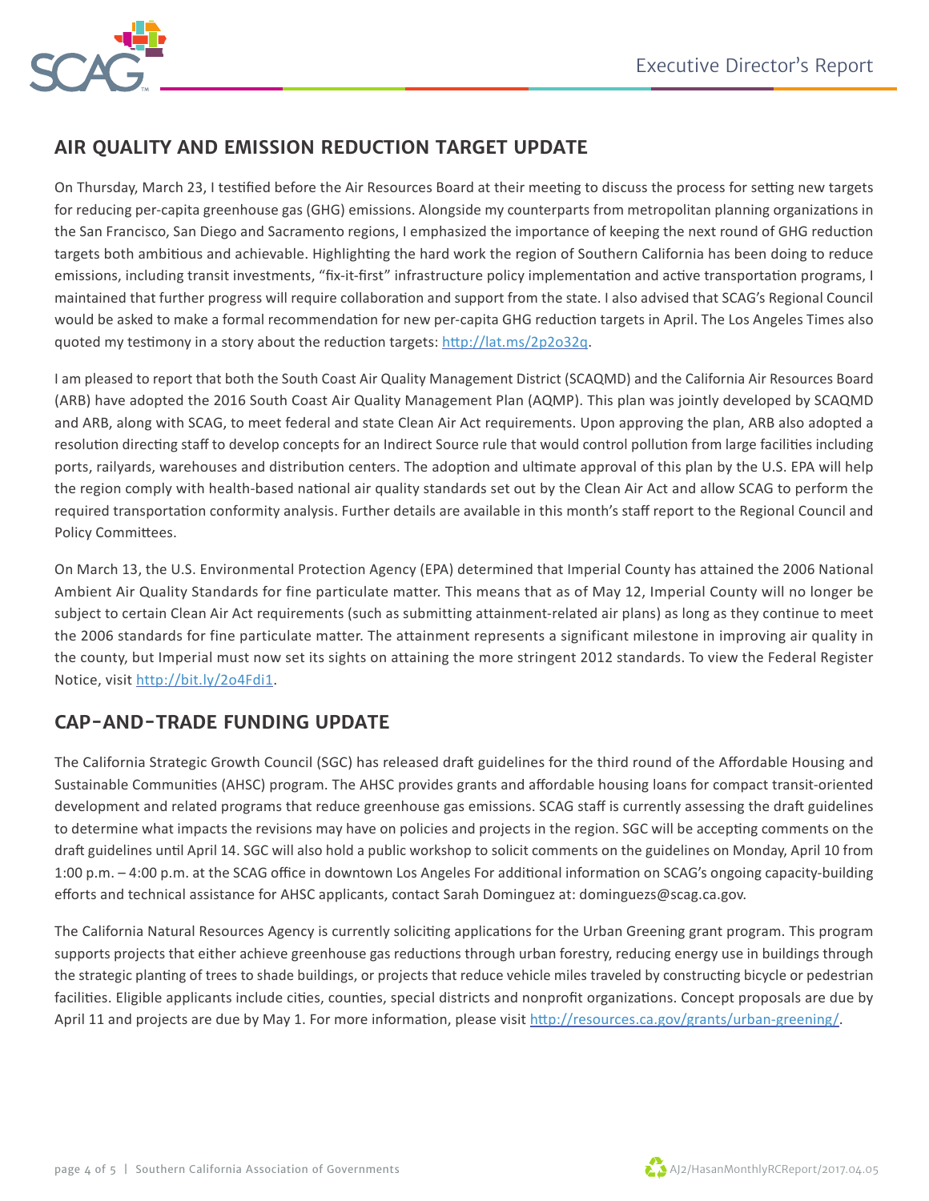## AIR QUALITY AND EMISSION REDUCTION TARGET UPDATE

On Thursday, March 23, I testified before the Air Resources Board at their meeting to discuss the process for setting new targets for reducing per-capita greenhouse gas (GHG) emissions. Alongside my counterparts from metropolitan planning organizations in the San Francisco, San Diego and Sacramento regions, I emphasized the importance of keeping the next round of GHG reduction targets both ambitious and achievable. Highlighting the hard work the region of Southern California has been doing to reduce emissions, including transit investments, "fix-it-first" infrastructure policy implementation and active transportation programs, I maintained that further progress will require collaboration and support from the state. I also advised that SCAG's Regional Council would be asked to make a formal recommendation for new per-capita GHG reduction targets in April. The Los Angeles Times also quoted my testimony in a story about the reduction targets: http://lat.ms/2p2o32q.

I am pleased to report that both the South Coast Air Quality Management District (SCAQMD) and the California Air Resources Board (ARB) have adopted the 2016 South Coast Air Quality Management Plan (AQMP). This plan was jointly developed by SCAQMD and ARB, along with SCAG, to meet federal and state Clean Air Act requirements. Upon approving the plan, ARB also adopted a resolution directing staff to develop concepts for an Indirect Source rule that would control pollution from large facilities including ports, railyards, warehouses and distribution centers. The adoption and ultimate approval of this plan by the U.S. EPA will help the region comply with health-based national air quality standards set out by the Clean Air Act and allow SCAG to perform the required transportation conformity analysis. Further details are available in this month's staff report to the Regional Council and Policy Committees.

On March 13, the U.S. Environmental Protection Agency (EPA) determined that Imperial County has attained the 2006 National Ambient Air Quality Standards for fine particulate matter. This means that as of May 12, Imperial County will no longer be subject to certain Clean Air Act requirements (such as submitting attainment-related air plans) as long as they continue to meet the 2006 standards for fine particulate matter. The attainment represents a significant milestone in improving air quality in the county, but Imperial must now set its sights on attaining the more stringent 2012 standards. To view the Federal Register Notice, visit http://bit.ly/2o4Fdi1.

## CAP-AND-TRADE FUNDING UPDATE

The California Strategic Growth Council (SGC) has released draft guidelines for the third round of the Affordable Housing and Sustainable Communities (AHSC) program. The AHSC provides grants and affordable housing loans for compact transit-oriented development and related programs that reduce greenhouse gas emissions. SCAG staff is currently assessing the draft guidelines to determine what impacts the revisions may have on policies and projects in the region. SGC will be accepting comments on the draft guidelines until April 14. SGC will also hold a public workshop to solicit comments on the guidelines on Monday, April 10 from 1:00 p.m. – 4:00 p.m. at the SCAG office in downtown Los Angeles For additional information on SCAG's ongoing capacity-building efforts and technical assistance for AHSC applicants, contact Sarah Dominguez at: dominguezs@scag.ca.gov.

The California Natural Resources Agency is currently soliciting applications for the Urban Greening grant program. This program supports projects that either achieve greenhouse gas reductions through urban forestry, reducing energy use in buildings through the strategic planting of trees to shade buildings, or projects that reduce vehicle miles traveled by constructing bicycle or pedestrian facilities. Eligible applicants include cities, counties, special districts and nonprofit organizations. Concept proposals are due by April 11 and projects are due by May 1. For more information, please visit http://resources.ca.gov/grants/urban-greening/.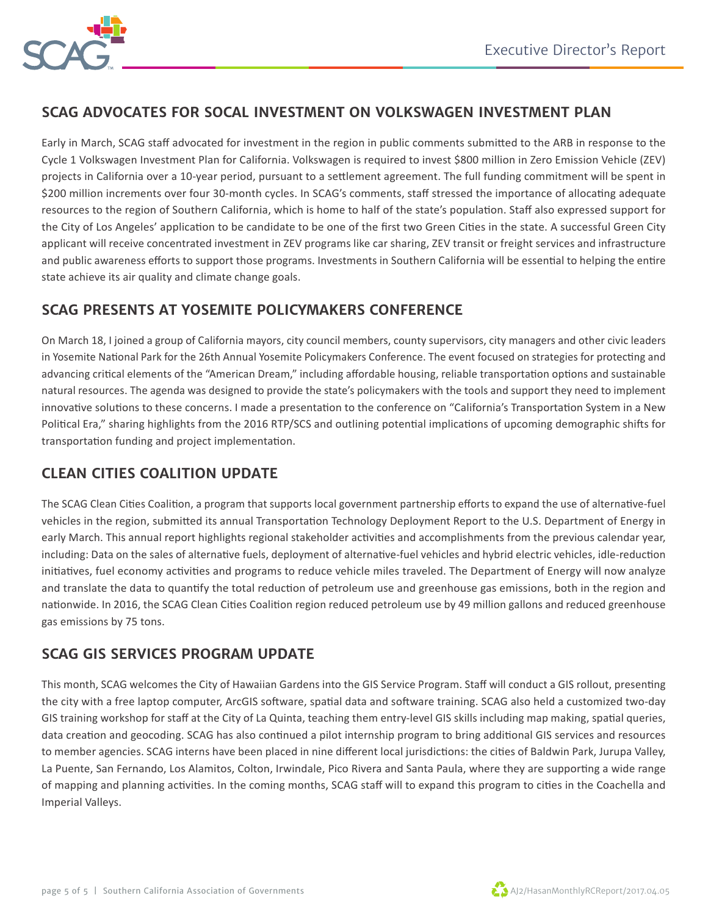## SCAG ADVOCATES FOR SOCAL INVESTMENT ON VOLKSWAGEN INVESTMENT PLAN

Early in March, SCAG staff advocated for investment in the region in public comments submitted to the ARB in response to the Cycle 1 Volkswagen Investment Plan for California. Volkswagen is required to invest $800 million in Zero Emission Vehicle (ZEV) projects in California over a 10-year period, pursuant to a settlement agreement. The full funding commitment will be spent in $200 million increments over four 30-month cycles. In SCAG's comments, staff stressed the importance of allocating adequate resources to the region of Southern California, which is home to half of the state's population. Staff also expressed support for the City of Los Angeles' application to be candidate to be one of the first two Green Cities in the state. A successful Green City applicant will receive concentrated investment in ZEV programs like car sharing, ZEV transit or freight services and infrastructure and public awareness efforts to support those programs. Investments in Southern California will be essential to helping the entire state achieve its air quality and climate change goals.

## SCAG PRESENTS AT YOSEMITE POLICYMAKERS CONFERENCE

On March 18, I joined a group of California mayors, city council members, county supervisors, city managers and other civic leaders in Yosemite National Park for the 26th Annual Yosemite Policymakers Conference. The event focused on strategies for protecting and advancing critical elements of the "American Dream," including affordable housing, reliable transportation options and sustainable natural resources. The agenda was designed to provide the state's policymakers with the tools and support they need to implement innovative solutions to these concerns. I made a presentation to the conference on "California's Transportation System in a New Political Era," sharing highlights from the 2016 RTP/SCS and outlining potential implications of upcoming demographic shifts for transportation funding and project implementation.

## CLEAN CITIES COALITION UPDATE

The SCAG Clean Cities Coalition, a program that supports local government partnership efforts to expand the use of alternative-fuel vehicles in the region, submitted its annual Transportation Technology Deployment Report to the U.S. Department of Energy in early March. This annual report highlights regional stakeholder activities and accomplishments from the previous calendar year, including: Data on the sales of alternative fuels, deployment of alternative-fuel vehicles and hybrid electric vehicles, idle-reduction initiatives, fuel economy activities and programs to reduce vehicle miles traveled. The Department of Energy will now analyze and translate the data to quantify the total reduction of petroleum use and greenhouse gas emissions, both in the region and nationwide. In 2016, the SCAG Clean Cities Coalition region reduced petroleum use by 49 million gallons and reduced greenhouse gas emissions by 75 tons.

## SCAG GIS SERVICES PROGRAM UPDATE

This month, SCAG welcomes the City of Hawaiian Gardens into the GIS Service Program. Staff will conduct a GIS rollout, presenting the city with a free laptop computer, ArcGIS software, spatial data and software training. SCAG also held a customized two-day GIS training workshop for staff at the City of La Quinta, teaching them entry-level GIS skills including map making, spatial queries, data creation and geocoding. SCAG has also continued a pilot internship program to bring additional GIS services and resources to member agencies. SCAG interns have been placed in nine different local jurisdictions: the cities of Baldwin Park, Jurupa Valley, La Puente, San Fernando, Los Alamitos, Colton, Irwindale, Pico Rivera and Santa Paula, where they are supporting a wide range of mapping and planning activities. In the coming months, SCAG staff will to expand this program to cities in the Coachella and Imperial Valleys.